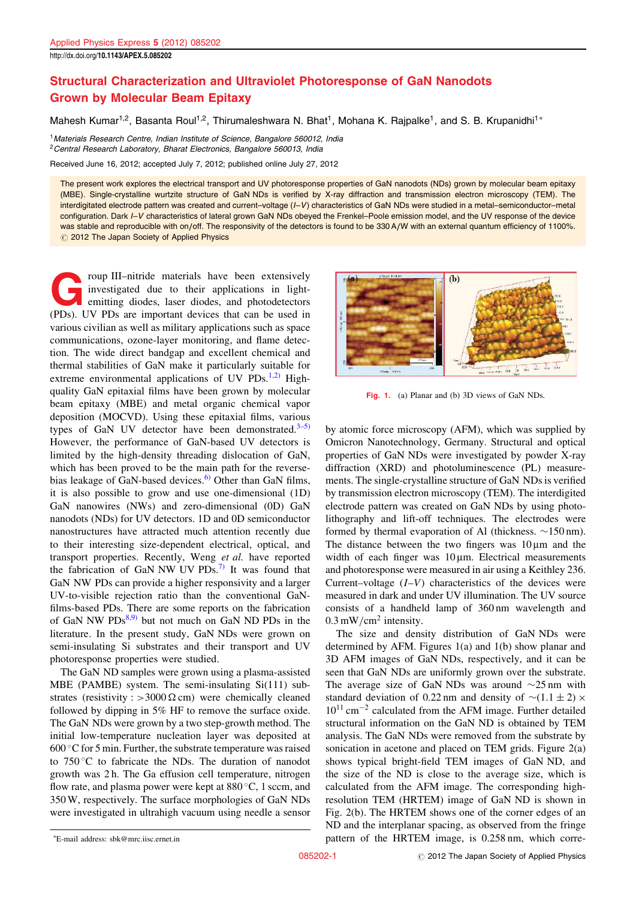# Structural Characterization and Ultraviolet Photoresponse of GaN Nanodots Grown by Molecular Beam Epitaxy

Mahesh Kumar[1,2], Basanta Roul[1,2], Thirumaleshwara N. Bhat[1], Mohana K. Rajpalke[1], and S. B. Krupanidhi[1*]

[1] Materials Research Centre, Indian Institute of Science, Bangalore 560012, India
[2] Central Research Laboratory, Bharat Electronics, Bangalore 560013, India

Received June 16, 2012; accepted July 7, 2012; published online July 27, 2012

The present work explores the electrical transport and UV photoresponse properties of GaN nanodots (NDs) grown by molecular beam epitaxy (MBE). Single-crystalline wurtzite structure of GaN NDs is verified by X-ray diffraction and transmission electron microscopy (TEM). The interdigitated electrode pattern was created and current–voltage ($I$–$V$) characteristics of GaN NDs were studied in a metal–semiconductor–metal configuration. Dark $I$–$V$ characteristics of lateral grown GaN NDs obeyed the Frenkel–Poole emission model, and the UV response of the device was stable and reproducible with on/off. The responsivity of the detectors is found to be 330 A/W with an external quantum efficiency of 1100%.
© 2012 The Japan Society of Applied Physics

Group III–nitride materials have been extensively investigated due to their applications in light-emitting diodes, laser diodes, and photodetectors (PDs). UV PDs are important devices that can be used in various civilian as well as military applications such as space communications, ozone-layer monitoring, and flame detection. The wide direct bandgap and excellent chemical and thermal stabilities of GaN make it particularly suitable for extreme environmental applications of UV PDs.[1,2] High-quality GaN epitaxial films have been grown by molecular beam epitaxy (MBE) and metal organic chemical vapor deposition (MOCVD). Using these epitaxial films, various types of GaN UV detector have been demonstrated.[3–5] However, the performance of GaN-based UV detectors is limited by the high-density threading dislocation of GaN, which has been proved to be the main path for the reverse-bias leakage of GaN-based devices.[6] Other than GaN films, it is also possible to grow and use one-dimensional (1D) GaN nanowires (NWs) and zero-dimensional (0D) GaN nanodots (NDs) for UV detectors. 1D and 0D semiconductor nanostructures have attracted much attention recently due to their interesting size-dependent electrical, optical, and transport properties. Recently, Weng *et al.* have reported the fabrication of GaN NW UV PDs.[7] It was found that GaN NW PDs can provide a higher responsivity and a larger UV-to-visible rejection ratio than the conventional GaN-films-based PDs. There are some reports on the fabrication of GaN NW PDs[8,9] but not much on GaN ND PDs in the literature. In the present study, GaN NDs were grown on semi-insulating Si substrates and their transport and UV photoresponse properties were studied.

The GaN ND samples were grown using a plasma-assisted MBE (PAMBE) system. The semi-insulating Si(111) substrates (resistivity : $>3000\,\Omega$ cm) were chemically cleaned followed by dipping in 5% HF to remove the surface oxide. The GaN NDs were grown by a two step-growth method. The initial low-temperature nucleation layer was deposited at 600 °C for 5 min. Further, the substrate temperature was raised to 750 °C to fabricate the NDs. The duration of nanodot growth was 2 h. The Ga effusion cell temperature, nitrogen flow rate, and plasma power were kept at 880 °C, 1 sccm, and 350 W, respectively. The surface morphologies of GaN NDs were investigated in ultrahigh vacuum using needle a sensor by atomic force microscopy (AFM), which was supplied by Omicron Nanotechnology, Germany. Structural and optical properties of GaN NDs were investigated by powder X-ray diffraction (XRD) and photoluminescence (PL) measurements. The single-crystalline structure of GaN NDs is verified by transmission electron microscopy (TEM). The interdigited electrode pattern was created on GaN NDs by using photolithography and lift-off techniques. The electrodes were formed by thermal evaporation of Al (thickness. ~150 nm). The distance between the two fingers was 10 µm and the width of each finger was 10 µm. Electrical measurements and photoresponse were measured in air using a Keithley 236. Current–voltage ($I$–$V$) characteristics of the devices were measured in dark and under UV illumination. The UV source consists of a handheld lamp of 360 nm wavelength and 0.3 mW/cm$^2$ intensity.

Fig. 1. (a) Planar and (b) 3D views of GaN NDs.

The size and density distribution of GaN NDs were determined by AFM. Figures 1(a) and 1(b) show planar and 3D AFM images of GaN NDs, respectively, and it can be seen that GaN NDs are uniformly grown over the substrate. The average size of GaN NDs was around ~25 nm with standard deviation of 0.22 nm and density of $\sim(1.1 \pm 2) \times 10^{11}$ cm$^{-2}$ calculated from the AFM image. Further detailed structural information on the GaN ND is obtained by TEM analysis. The GaN NDs were removed from the substrate by sonication in acetone and placed on TEM grids. Figure 2(a) shows typical bright-field TEM images of GaN ND, and the size of the ND is close to the average size, which is calculated from the AFM image. The corresponding high-resolution TEM (HRTEM) image of GaN ND is shown in Fig. 2(b). The HRTEM shows one of the corner edges of an ND and the interplanar spacing, as observed from the fringe pattern of the HRTEM image, is 0.258 nm, which corre-

*E-mail address: sbk@mrc.iisc.ernet.in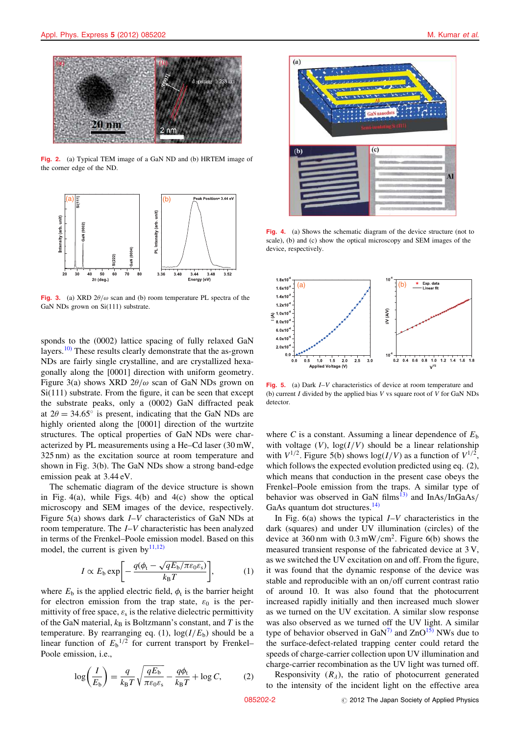Fig. 2. (a) Typical TEM image of a GaN ND and (b) HRTEM image of the corner edge of the ND.

Fig. 3. (a) XRD $2\theta/\omega$ scan and (b) room temperature PL spectra of the GaN NDs grown on Si(111) substrate.

sponds to the (0002) lattice spacing of fully relaxed GaN layers.[10] These results clearly demonstrate that the as-grown NDs are fairly single crystalline, and are crystallized hexagonally along the [0001] direction with uniform geometry. Figure 3(a) shows XRD $2\theta/\omega$ scan of GaN NDs grown on Si(111) substrate. From the figure, it can be seen that except the substrate peaks, only a (0002) GaN diffracted peak at $2\theta = 34.65°$ is present, indicating that the GaN NDs are highly oriented along the [0001] direction of the wurtzite structures. The optical properties of GaN NDs were characterized by PL measurements using a He–Cd laser (30 mW, 325 nm) as the excitation source at room temperature and shown in Fig. 3(b). The GaN NDs show a strong band-edge emission peak at 3.44 eV.

The schematic diagram of the device structure is shown in Fig. 4(a), while Figs. 4(b) and 4(c) show the optical microscopy and SEM images of the device, respectively. Figure 5(a) shows dark $I$–$V$ characteristics of GaN NDs at room temperature. The $I$–$V$ characteristic has been analyzed in terms of the Frenkel–Poole emission model. Based on this model, the current is given by[11,12]

$$I \propto E_b \exp\left[-\frac{q(\phi_t - \sqrt{qE_b/\pi\varepsilon_0\varepsilon_s})}{k_B T}\right], \tag{1}$$

where $E_b$ is the applied electric field, $\phi_t$ is the barrier height for electron emission from the trap state, $\varepsilon_0$ is the permittivity of free space, $\varepsilon_s$ is the relative dielectric permittivity of the GaN material, $k_B$ is Boltzmann's constant, and $T$ is the temperature. By rearranging eq. (1), $\log(I/E_b)$ should be a linear function of $E_b{}^{1/2}$ for current transport by Frenkel–Poole emission, i.e.,

$$\log\left(\frac{I}{E_b}\right) = \frac{q}{k_B T}\sqrt{\frac{qE_b}{\pi\varepsilon_0\varepsilon_s}} - \frac{q\phi_t}{k_B T} + \log C, \tag{2}$$

Fig. 4. (a) Shows the schematic diagram of the device structure (not to scale), (b) and (c) show the optical microscopy and SEM images of the device, respectively.

Fig. 5. (a) Dark $I$–$V$ characteristics of device at room temperature and (b) current $I$ divided by the applied bias $V$ vs square root of $V$ for GaN NDs detector.

where $C$ is a constant. Assuming a linear dependence of $E_b$ with voltage ($V$), $\log(I/V)$ should be a linear relationship with $V^{1/2}$. Figure 5(b) shows $\log(I/V)$ as a function of $V^{1/2}$, which follows the expected evolution predicted using eq. (2), which means that conduction in the present case obeys the Frenkel–Poole emission from the traps. A similar type of behavior was observed in GaN films[13] and InAs/InGaAs/GaAs quantum dot structures.[14]

In Fig. 6(a) shows the typical $I$–$V$ characteristics in the dark (squares) and under UV illumination (circles) of the device at 360 nm with 0.3 mW/cm$^2$. Figure 6(b) shows the measured transient response of the fabricated device at 3 V, as we switched the UV excitation on and off. From the figure, it was found that the dynamic response of the device was stable and reproducible with an on/off current contrast ratio of around 10. It was also found that the photocurrent increased rapidly initially and then increased much slower as we turned on the UV excitation. A similar slow response was also observed as we turned off the UV light. A similar type of behavior observed in GaN[7] and ZnO[15] NWs due to the surface-defect-related trapping center could retard the speeds of charge-carrier collection upon UV illumination and charge-carrier recombination as the UV light was turned off.

Responsivity ($R_\lambda$), the ratio of photocurrent generated to the intensity of the incident light on the effective area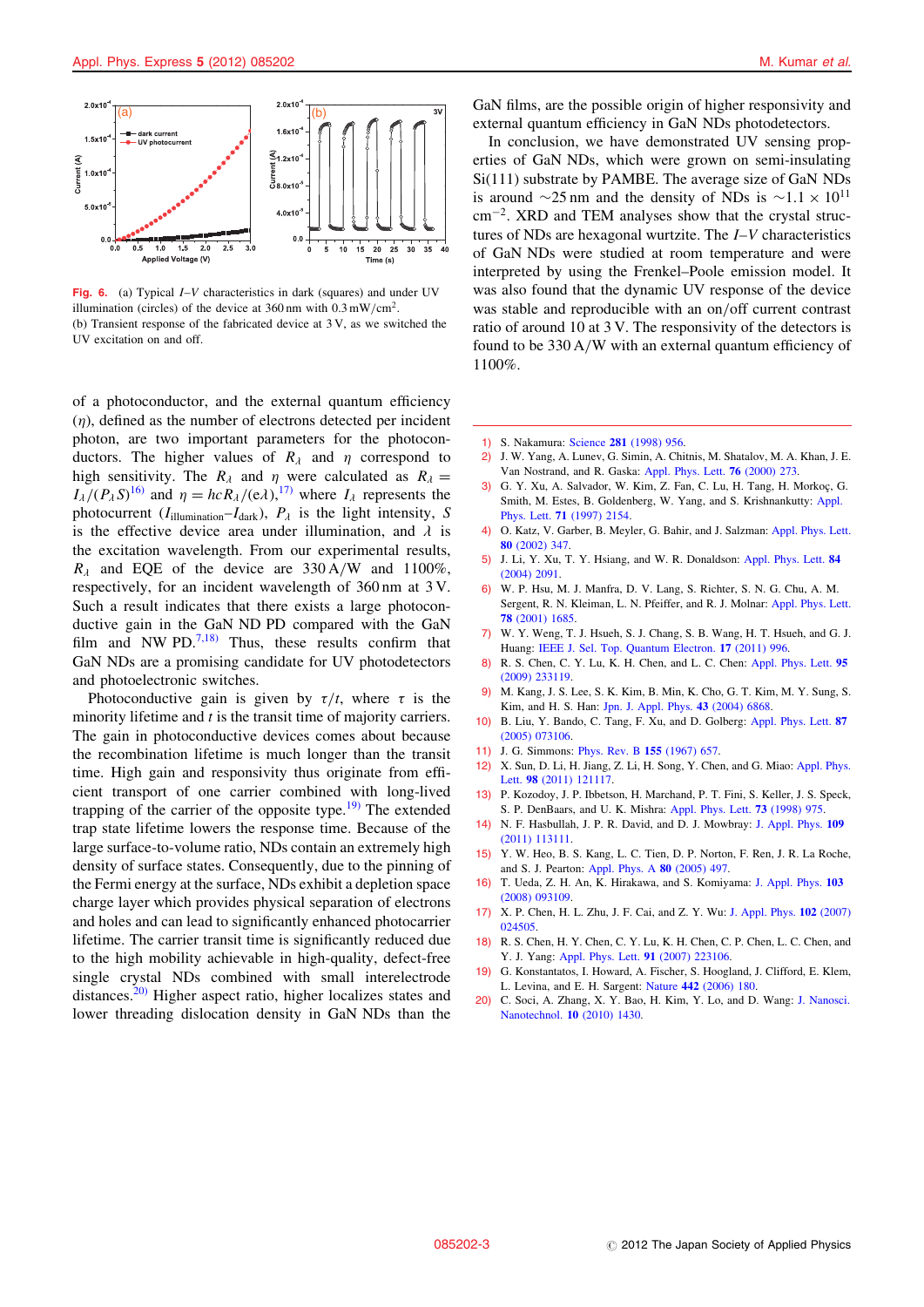(a)

— dark current
— UV photocurrent

Current (A)

2.0x10⁻⁴
1.5x10⁻⁴
1.0x10⁻⁴
5.0x10⁻⁵
0.0

0.0 0.5 1.0 1.5 2.0 2.5 3.0

Applied Voltage (V)

(b)

3V

Current (A)

2.0x10⁻⁴
1.6x10⁻⁴
1.2x10⁻⁴
8.0x10⁻⁵
4.0x10⁻⁵
0.0

0 5 10 15 20 25 30 35 40

Time (s)

**Fig. 6.** (a) Typical *I–V* characteristics in dark (squares) and under UV illumination (circles) of the device at 360 nm with 0.3 mW/cm$^2$. (b) Transient response of the fabricated device at 3 V, as we switched the UV excitation on and off.

of a photoconductor, and the external quantum efficiency ($\eta$), defined as the number of electrons detected per incident photon, are two important parameters for the photoconductors. The higher values of $R_\lambda$ and $\eta$ correspond to high sensitivity. The $R_\lambda$ and $\eta$ were calculated as $R_\lambda = I_\lambda/(P_\lambda S)$[16] and $\eta = hcR_\lambda/(e\lambda)$,[17] where $I_\lambda$ represents the photocurrent ($I_{\text{illumination}}$–$I_{\text{dark}}$), $P_\lambda$ is the light intensity, $S$ is the effective device area under illumination, and $\lambda$ is the excitation wavelength. From our experimental results, $R_\lambda$ and EQE of the device are 330 A/W and 1100%, respectively, for an incident wavelength of 360 nm at 3 V. Such a result indicates that there exists a large photoconductive gain in the GaN ND PD compared with the GaN film and NW PD.[7,18] Thus, these results confirm that GaN NDs are a promising candidate for UV photodetectors and photoelectronic switches.

Photoconductive gain is given by $\tau/t$, where $\tau$ is the minority lifetime and $t$ is the transit time of majority carriers. The gain in photoconductive devices comes about because the recombination lifetime is much longer than the transit time. High gain and responsivity thus originate from efficient transport of one carrier combined with long-lived trapping of the carrier of the opposite type.[19] The extended trap state lifetime lowers the response time. Because of the large surface-to-volume ratio, NDs contain an extremely high density of surface states. Consequently, due to the pinning of the Fermi energy at the surface, NDs exhibit a depletion space charge layer which provides physical separation of electrons and holes and can lead to significantly enhanced photocarrier lifetime. The carrier transit time is significantly reduced due to the high mobility achievable in high-quality, defect-free single crystal NDs combined with small interelectrode distances.[20] Higher aspect ratio, higher localizes states and lower threading dislocation density in GaN NDs than the GaN films, are the possible origin of higher responsivity and external quantum efficiency in GaN NDs photodetectors.

In conclusion, we have demonstrated UV sensing properties of GaN NDs, which were grown on semi-insulating Si(111) substrate by PAMBE. The average size of GaN NDs is around ~25 nm and the density of NDs is ~$1.1 \times 10^{11}$ cm$^{-2}$. XRD and TEM analyses show that the crystal structures of NDs are hexagonal wurtzite. The *I–V* characteristics of GaN NDs were studied at room temperature and were interpreted by using the Frenkel–Poole emission model. It was also found that the dynamic UV response of the device was stable and reproducible with an on/off current contrast ratio of around 10 at 3 V. The responsivity of the detectors is found to be 330 A/W with an external quantum efficiency of 1100%.

1) S. Nakamura: Science **281** (1998) 956.
2) J. W. Yang, A. Lunev, G. Simin, A. Chitnis, M. Shatalov, M. A. Khan, J. E. Van Nostrand, and R. Gaska: Appl. Phys. Lett. **76** (2000) 273.
3) G. Y. Xu, A. Salvador, W. Kim, Z. Fan, C. Lu, H. Tang, H. Morkoç, G. Smith, M. Estes, B. Goldenberg, W. Yang, and S. Krishnankutty: Appl. Phys. Lett. **71** (1997) 2154.
4) O. Katz, V. Garber, B. Meyler, G. Bahir, and J. Salzman: Appl. Phys. Lett. **80** (2002) 347.
5) J. Li, Y. Xu, T. Y. Hsiang, and W. R. Donaldson: Appl. Phys. Lett. **84** (2004) 2091.
6) W. P. Hsu, M. J. Manfra, D. V. Lang, S. Richter, S. N. G. Chu, A. M. Sergent, R. N. Kleiman, L. N. Pfeiffer, and R. J. Molnar: Appl. Phys. Lett. **78** (2001) 1685.
7) W. Y. Weng, T. J. Hsueh, S. J. Chang, S. B. Wang, H. T. Hsueh, and G. J. Huang: IEEE J. Sel. Top. Quantum Electron. **17** (2011) 996.
8) R. S. Chen, C. Y. Lu, K. H. Chen, and L. C. Chen: Appl. Phys. Lett. **95** (2009) 233119.
9) M. Kang, J. S. Lee, S. K. Kim, B. Min, K. Cho, G. T. Kim, M. Y. Sung, S. Kim, and H. S. Han: Jpn. J. Appl. Phys. **43** (2004) 6868.
10) B. Liu, Y. Bando, C. Tang, F. Xu, and D. Golberg: Appl. Phys. Lett. **87** (2005) 073106.
11) J. G. Simmons: Phys. Rev. B **155** (1967) 657.
12) X. Sun, D. Li, H. Jiang, Z. Li, H. Song, Y. Chen, and G. Miao: Appl. Phys. Lett. **98** (2011) 121117.
13) P. Kozodoy, J. P. Ibbetson, H. Marchand, P. T. Fini, S. Keller, J. S. Speck, S. P. DenBaars, and U. K. Mishra: Appl. Phys. Lett. **73** (1998) 975.
14) N. F. Hasbullah, J. P. R. David, and D. J. Mowbray: J. Appl. Phys. **109** (2011) 113111.
15) Y. W. Heo, B. S. Kang, L. C. Tien, D. P. Norton, F. Ren, J. R. La Roche, and S. J. Pearton: Appl. Phys. A **80** (2005) 497.
16) T. Ueda, Z. H. An, K. Hirakawa, and S. Komiyama: J. Appl. Phys. **103** (2008) 093109.
17) X. P. Chen, H. L. Zhu, J. F. Cai, and Z. Y. Wu: J. Appl. Phys. **102** (2007) 024505.
18) R. S. Chen, H. Y. Chen, C. Y. Lu, K. H. Chen, C. P. Chen, L. C. Chen, and Y. J. Yang: Appl. Phys. Lett. **91** (2007) 223106.
19) G. Konstantatos, I. Howard, A. Fischer, S. Hoogland, J. Clifford, E. Klem, L. Levina, and E. H. Sargent: Nature **442** (2006) 180.
20) C. Soci, A. Zhang, X. Y. Bao, H. Kim, Y. Lo, and D. Wang: J. Nanosci. Nanotechnol. **10** (2010) 1430.